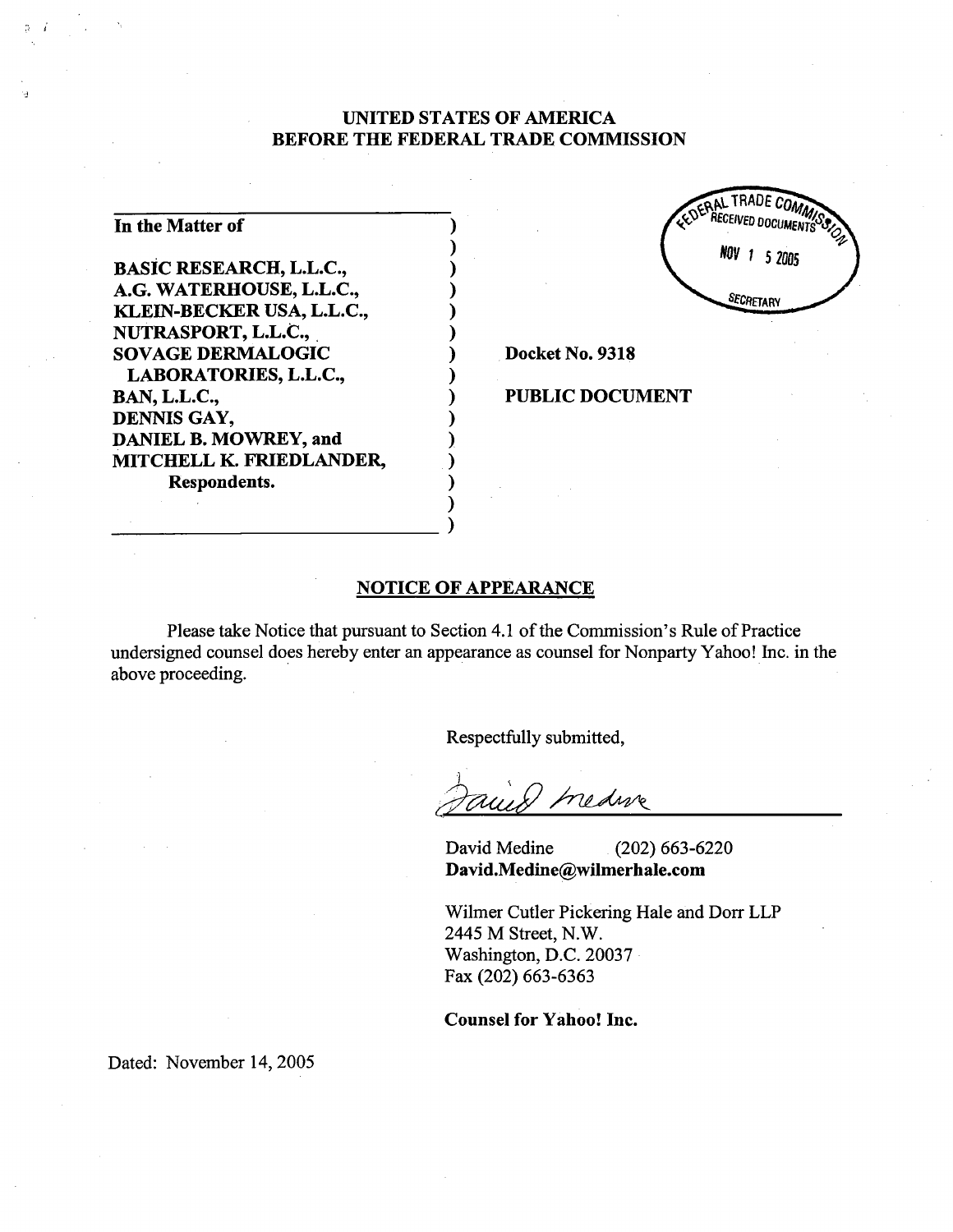**UNITED STATES OF AMERICA**
**BEFORE THE FEDERAL TRADE COMMISSION**

FEDERAL TRADE COMMISSION
RECEIVED DOCUMENTS
NOV 15 2005
SECRETARY

**In the Matter of**

**BASIC RESEARCH, L.L.C.,**
**A.G. WATERHOUSE, L.L.C.,**
**KLEIN-BECKER USA, L.L.C.,**
**NUTRASPORT, L.L.C.,**
**SOVAGE DERMALOGIC LABORATORIES, L.L.C.,**
**BAN, L.L.C.,**
**DENNIS GAY,**
**DANIEL B. MOWREY, and**
**MITCHELL K. FRIEDLANDER,**
**Respondents.**

**Docket No. 9318**

**PUBLIC DOCUMENT**

## NOTICE OF APPEARANCE

Please take Notice that pursuant to Section 4.1 of the Commission's Rule of Practice undersigned counsel does hereby enter an appearance as counsel for Nonparty Yahoo! Inc. in the above proceeding.

Respectfully submitted,

David Medine (202) 663-6220
**David.Medine@wilmerhale.com**

Wilmer Cutler Pickering Hale and Dorr LLP
2445 M Street, N.W.
Washington, D.C. 20037
Fax (202) 663-6363

**Counsel for Yahoo! Inc.**

Dated: November 14, 2005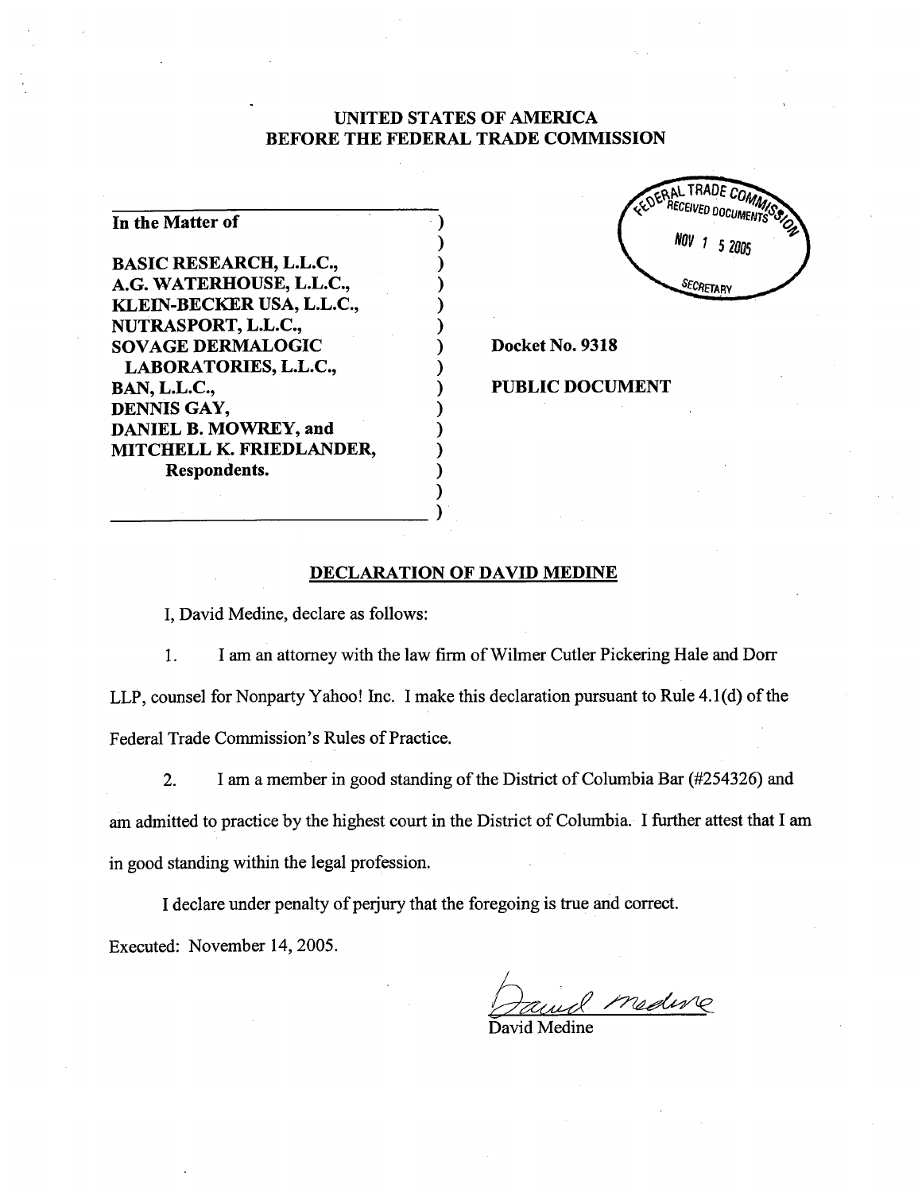# UNITED STATES OF AMERICA
# BEFORE THE FEDERAL TRADE COMMISSION

FEDERAL TRADE COMMISSION RECEIVED DOCUMENTS NOV 15 2005 SECRETARY

| | |
|---|---|
| **In the Matter of** | |
| **BASIC RESEARCH, L.L.C.,** | |
| **A.G. WATERHOUSE, L.L.C.,** | |
| **KLEIN-BECKER USA, L.L.C.,** | |
| **NUTRASPORT, L.L.C.,** | |
| **SOVAGE DERMALOGIC LABORATORIES, L.L.C.,** | **Docket No. 9318** |
| **BAN, L.L.C.,** | **PUBLIC DOCUMENT** |
| **DENNIS GAY,** | |
| **DANIEL B. MOWREY, and** | |
| **MITCHELL K. FRIEDLANDER,** | |
| **Respondents.** | |

## DECLARATION OF DAVID MEDINE

I, David Medine, declare as follows:

1. I am an attorney with the law firm of Wilmer Cutler Pickering Hale and Dorr LLP, counsel for Nonparty Yahoo! Inc. I make this declaration pursuant to Rule 4.1(d) of the Federal Trade Commission's Rules of Practice.

2. I am a member in good standing of the District of Columbia Bar (#254326) and am admitted to practice by the highest court in the District of Columbia. I further attest that I am in good standing within the legal profession.

I declare under penalty of perjury that the foregoing is true and correct.

Executed: November 14, 2005.

David Medine